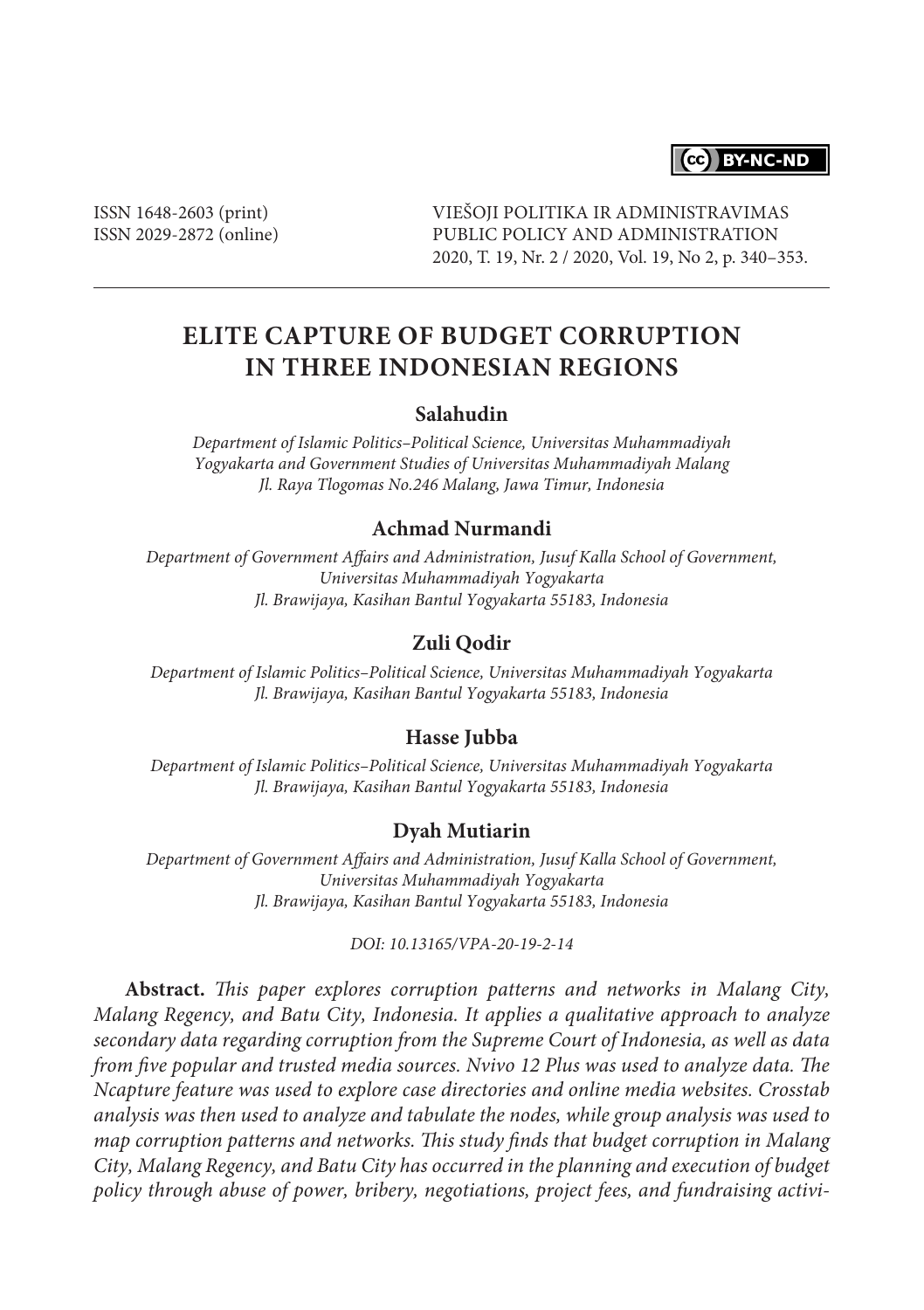CC BY-NC-ND

ISSN 1648-2603 (print)
ISSN 2029-2872 (online)

VIEŠOJI POLITIKA IR ADMINISTRAVIMAS
PUBLIC POLICY AND ADMINISTRATION
2020, T. 19, Nr. 2 / 2020, Vol. 19, No 2, p. 340–353.

# ELITE CAPTURE OF BUDGET CORRUPTION IN THREE INDONESIAN REGIONS

**Salahudin**

*Department of Islamic Politics–Political Science, Universitas Muhammadiyah Yogyakarta and Government Studies of Universitas Muhammadiyah Malang Jl. Raya Tlogomas No.246 Malang, Jawa Timur, Indonesia*

**Achmad Nurmandi**

*Department of Government Affairs and Administration, Jusuf Kalla School of Government, Universitas Muhammadiyah Yogyakarta Jl. Brawijaya, Kasihan Bantul Yogyakarta 55183, Indonesia*

**Zuli Qodir**

*Department of Islamic Politics–Political Science, Universitas Muhammadiyah Yogyakarta Jl. Brawijaya, Kasihan Bantul Yogyakarta 55183, Indonesia*

**Hasse Jubba**

*Department of Islamic Politics–Political Science, Universitas Muhammadiyah Yogyakarta Jl. Brawijaya, Kasihan Bantul Yogyakarta 55183, Indonesia*

**Dyah Mutiarin**

*Department of Government Affairs and Administration, Jusuf Kalla School of Government, Universitas Muhammadiyah Yogyakarta Jl. Brawijaya, Kasihan Bantul Yogyakarta 55183, Indonesia*

*DOI: 10.13165/VPA-20-19-2-14*

**Abstract.** *This paper explores corruption patterns and networks in Malang City, Malang Regency, and Batu City, Indonesia. It applies a qualitative approach to analyze secondary data regarding corruption from the Supreme Court of Indonesia, as well as data from five popular and trusted media sources. Nvivo 12 Plus was used to analyze data. The Ncapture feature was used to explore case directories and online media websites. Crosstab analysis was then used to analyze and tabulate the nodes, while group analysis was used to map corruption patterns and networks. This study finds that budget corruption in Malang City, Malang Regency, and Batu City has occurred in the planning and execution of budget policy through abuse of power, bribery, negotiations, project fees, and fundraising activi-*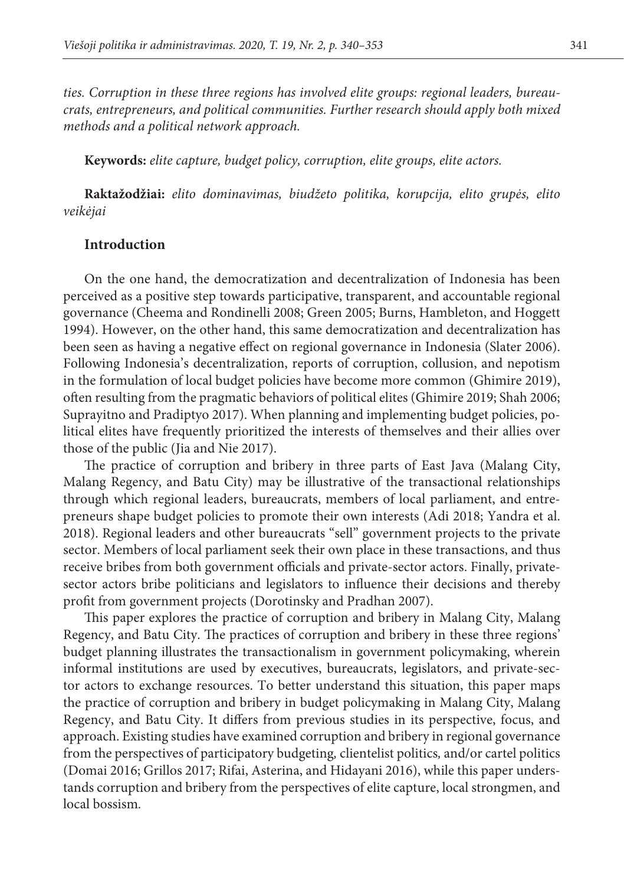*ties. Corruption in these three regions has involved elite groups: regional leaders, bureaucrats, entrepreneurs, and political communities. Further research should apply both mixed methods and a political network approach.*

**Keywords:** *elite capture, budget policy, corruption, elite groups, elite actors.*

**Raktažodžiai:** *elito dominavimas, biudžeto politika, korupcija, elito grupės, elito veikėjai*

## Introduction

On the one hand, the democratization and decentralization of Indonesia has been perceived as a positive step towards participative, transparent, and accountable regional governance (Cheema and Rondinelli 2008; Green 2005; Burns, Hambleton, and Hoggett 1994). However, on the other hand, this same democratization and decentralization has been seen as having a negative effect on regional governance in Indonesia (Slater 2006). Following Indonesia's decentralization, reports of corruption, collusion, and nepotism in the formulation of local budget policies have become more common (Ghimire 2019), often resulting from the pragmatic behaviors of political elites (Ghimire 2019; Shah 2006; Suprayitno and Pradiptyo 2017). When planning and implementing budget policies, political elites have frequently prioritized the interests of themselves and their allies over those of the public (Jia and Nie 2017).

The practice of corruption and bribery in three parts of East Java (Malang City, Malang Regency, and Batu City) may be illustrative of the transactional relationships through which regional leaders, bureaucrats, members of local parliament, and entrepreneurs shape budget policies to promote their own interests (Adi 2018; Yandra et al. 2018). Regional leaders and other bureaucrats "sell" government projects to the private sector. Members of local parliament seek their own place in these transactions, and thus receive bribes from both government officials and private-sector actors. Finally, private-sector actors bribe politicians and legislators to influence their decisions and thereby profit from government projects (Dorotinsky and Pradhan 2007).

This paper explores the practice of corruption and bribery in Malang City, Malang Regency, and Batu City. The practices of corruption and bribery in these three regions' budget planning illustrates the transactionalism in government policymaking, wherein informal institutions are used by executives, bureaucrats, legislators, and private-sector actors to exchange resources. To better understand this situation, this paper maps the practice of corruption and bribery in budget policymaking in Malang City, Malang Regency, and Batu City. It differs from previous studies in its perspective, focus, and approach. Existing studies have examined corruption and bribery in regional governance from the perspectives of participatory budgeting, clientelist politics, and/or cartel politics (Domai 2016; Grillos 2017; Rifai, Asterina, and Hidayani 2016), while this paper understands corruption and bribery from the perspectives of elite capture, local strongmen, and local bossism.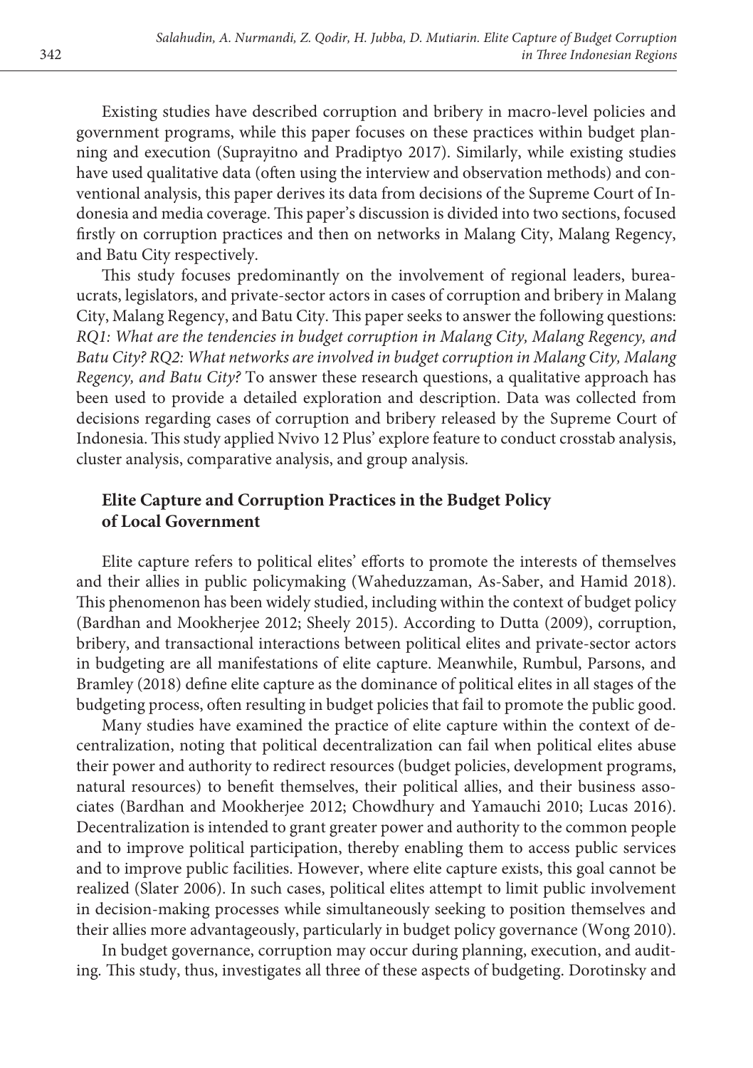Existing studies have described corruption and bribery in macro-level policies and government programs, while this paper focuses on these practices within budget planning and execution (Suprayitno and Pradiptyo 2017). Similarly, while existing studies have used qualitative data (often using the interview and observation methods) and conventional analysis, this paper derives its data from decisions of the Supreme Court of Indonesia and media coverage. This paper's discussion is divided into two sections, focused firstly on corruption practices and then on networks in Malang City, Malang Regency, and Batu City respectively.

This study focuses predominantly on the involvement of regional leaders, bureaucrats, legislators, and private-sector actors in cases of corruption and bribery in Malang City, Malang Regency, and Batu City. This paper seeks to answer the following questions: *RQ1: What are the tendencies in budget corruption in Malang City, Malang Regency, and Batu City? RQ2: What networks are involved in budget corruption in Malang City, Malang Regency, and Batu City?* To answer these research questions, a qualitative approach has been used to provide a detailed exploration and description. Data was collected from decisions regarding cases of corruption and bribery released by the Supreme Court of Indonesia. This study applied Nvivo 12 Plus' explore feature to conduct crosstab analysis, cluster analysis, comparative analysis, and group analysis.

## Elite Capture and Corruption Practices in the Budget Policy of Local Government

Elite capture refers to political elites' efforts to promote the interests of themselves and their allies in public policymaking (Waheduzzaman, As-Saber, and Hamid 2018). This phenomenon has been widely studied, including within the context of budget policy (Bardhan and Mookherjee 2012; Sheely 2015). According to Dutta (2009), corruption, bribery, and transactional interactions between political elites and private-sector actors in budgeting are all manifestations of elite capture. Meanwhile, Rumbul, Parsons, and Bramley (2018) define elite capture as the dominance of political elites in all stages of the budgeting process, often resulting in budget policies that fail to promote the public good.

Many studies have examined the practice of elite capture within the context of decentralization, noting that political decentralization can fail when political elites abuse their power and authority to redirect resources (budget policies, development programs, natural resources) to benefit themselves, their political allies, and their business associates (Bardhan and Mookherjee 2012; Chowdhury and Yamauchi 2010; Lucas 2016). Decentralization is intended to grant greater power and authority to the common people and to improve political participation, thereby enabling them to access public services and to improve public facilities. However, where elite capture exists, this goal cannot be realized (Slater 2006). In such cases, political elites attempt to limit public involvement in decision-making processes while simultaneously seeking to position themselves and their allies more advantageously, particularly in budget policy governance (Wong 2010).

In budget governance, corruption may occur during planning, execution, and auditing. This study, thus, investigates all three of these aspects of budgeting. Dorotinsky and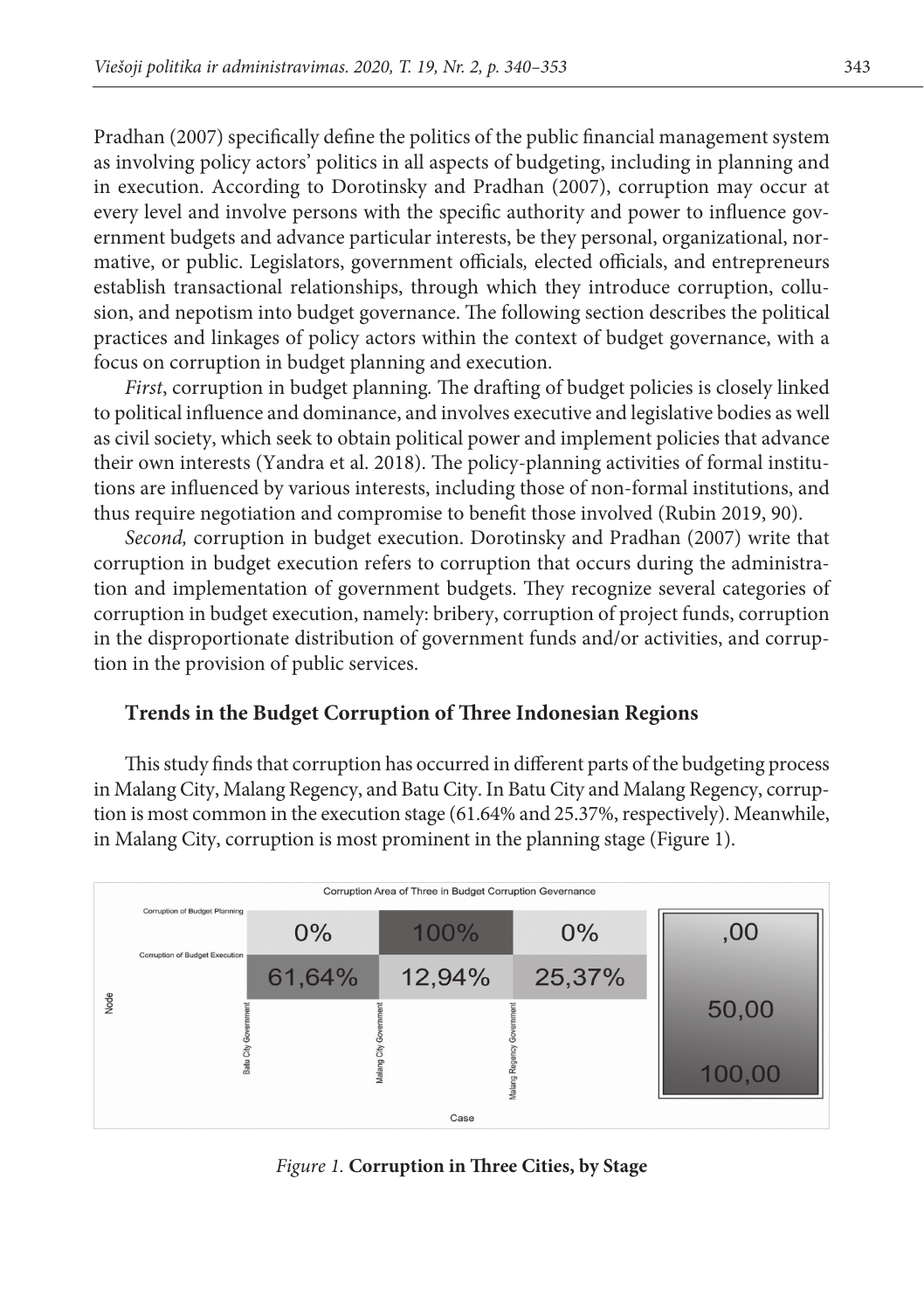Pradhan (2007) specifically define the politics of the public financial management system as involving policy actors' politics in all aspects of budgeting, including in planning and in execution. According to Dorotinsky and Pradhan (2007), corruption may occur at every level and involve persons with the specific authority and power to influence government budgets and advance particular interests, be they personal, organizational, normative, or public. Legislators, government officials, elected officials, and entrepreneurs establish transactional relationships, through which they introduce corruption, collusion, and nepotism into budget governance. The following section describes the political practices and linkages of policy actors within the context of budget governance, with a focus on corruption in budget planning and execution.

*First*, corruption in budget planning. The drafting of budget policies is closely linked to political influence and dominance, and involves executive and legislative bodies as well as civil society, which seek to obtain political power and implement policies that advance their own interests (Yandra et al. 2018). The policy-planning activities of formal institutions are influenced by various interests, including those of non-formal institutions, and thus require negotiation and compromise to benefit those involved (Rubin 2019, 90).

*Second,* corruption in budget execution. Dorotinsky and Pradhan (2007) write that corruption in budget execution refers to corruption that occurs during the administration and implementation of government budgets. They recognize several categories of corruption in budget execution, namely: bribery, corruption of project funds, corruption in the disproportionate distribution of government funds and/or activities, and corruption in the provision of public services.

### Trends in the Budget Corruption of Three Indonesian Regions

This study finds that corruption has occurred in different parts of the budgeting process in Malang City, Malang Regency, and Batu City. In Batu City and Malang Regency, corruption is most common in the execution stage (61.64% and 25.37%, respectively). Meanwhile, in Malang City, corruption is most prominent in the planning stage (Figure 1).

Corruption Area of Three in Budget Corruption Gevernance

| Node | Batu City Government | Malang City Government | Malang Regency Government |
|---|---|---|---|
| Corruption of Budget Planning | 0% | 100% | 0% |
| Corruption of Budget Execution | 61,64% | 12,94% | 25,37% |

Case

Scale: ,00 – 50,00 – 100,00

*Figure 1.* **Corruption in Three Cities, by Stage**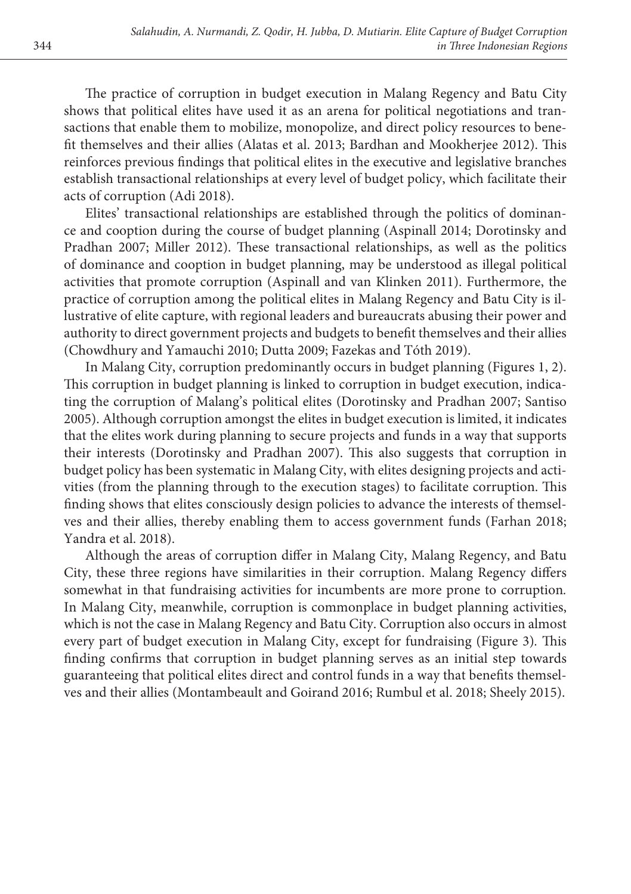The practice of corruption in budget execution in Malang Regency and Batu City shows that political elites have used it as an arena for political negotiations and transactions that enable them to mobilize, monopolize, and direct policy resources to benefit themselves and their allies (Alatas et al. 2013; Bardhan and Mookherjee 2012). This reinforces previous findings that political elites in the executive and legislative branches establish transactional relationships at every level of budget policy, which facilitate their acts of corruption (Adi 2018).

Elites' transactional relationships are established through the politics of dominance and cooption during the course of budget planning (Aspinall 2014; Dorotinsky and Pradhan 2007; Miller 2012). These transactional relationships, as well as the politics of dominance and cooption in budget planning, may be understood as illegal political activities that promote corruption (Aspinall and van Klinken 2011). Furthermore, the practice of corruption among the political elites in Malang Regency and Batu City is illustrative of elite capture, with regional leaders and bureaucrats abusing their power and authority to direct government projects and budgets to benefit themselves and their allies (Chowdhury and Yamauchi 2010; Dutta 2009; Fazekas and Tóth 2019).

In Malang City, corruption predominantly occurs in budget planning (Figures 1, 2). This corruption in budget planning is linked to corruption in budget execution, indicating the corruption of Malang's political elites (Dorotinsky and Pradhan 2007; Santiso 2005). Although corruption amongst the elites in budget execution is limited, it indicates that the elites work during planning to secure projects and funds in a way that supports their interests (Dorotinsky and Pradhan 2007). This also suggests that corruption in budget policy has been systematic in Malang City, with elites designing projects and activities (from the planning through to the execution stages) to facilitate corruption. This finding shows that elites consciously design policies to advance the interests of themselves and their allies, thereby enabling them to access government funds (Farhan 2018; Yandra et al. 2018).

Although the areas of corruption differ in Malang City, Malang Regency, and Batu City, these three regions have similarities in their corruption. Malang Regency differs somewhat in that fundraising activities for incumbents are more prone to corruption. In Malang City, meanwhile, corruption is commonplace in budget planning activities, which is not the case in Malang Regency and Batu City. Corruption also occurs in almost every part of budget execution in Malang City, except for fundraising (Figure 3). This finding confirms that corruption in budget planning serves as an initial step towards guaranteeing that political elites direct and control funds in a way that benefits themselves and their allies (Montambeault and Goirand 2016; Rumbul et al. 2018; Sheely 2015).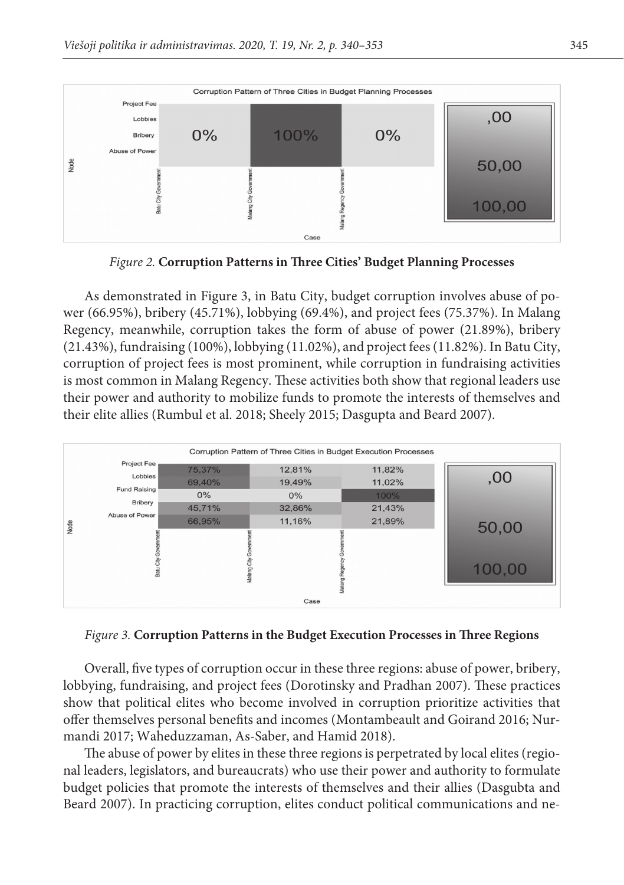*Figure 2.* **Corruption Patterns in Three Cities' Budget Planning Processes**

As demonstrated in Figure 3, in Batu City, budget corruption involves abuse of power (66.95%), bribery (45.71%), lobbying (69.4%), and project fees (75.37%). In Malang Regency, meanwhile, corruption takes the form of abuse of power (21.89%), bribery (21.43%), fundraising (100%), lobbying (11.02%), and project fees (11.82%). In Batu City, corruption of project fees is most prominent, while corruption in fundraising activities is most common in Malang Regency. These activities both show that regional leaders use their power and authority to mobilize funds to promote the interests of themselves and their elite allies (Rumbul et al. 2018; Sheely 2015; Dasgupta and Beard 2007).

*Figure 3.* **Corruption Patterns in the Budget Execution Processes in Three Regions**

Overall, five types of corruption occur in these three regions: abuse of power, bribery, lobbying, fundraising, and project fees (Dorotinsky and Pradhan 2007). These practices show that political elites who become involved in corruption prioritize activities that offer themselves personal benefits and incomes (Montambeault and Goirand 2016; Nurmandi 2017; Waheduzzaman, As-Saber, and Hamid 2018).

The abuse of power by elites in these three regions is perpetrated by local elites (regional leaders, legislators, and bureaucrats) who use their power and authority to formulate budget policies that promote the interests of themselves and their allies (Dasgubta and Beard 2007). In practicing corruption, elites conduct political communications and ne-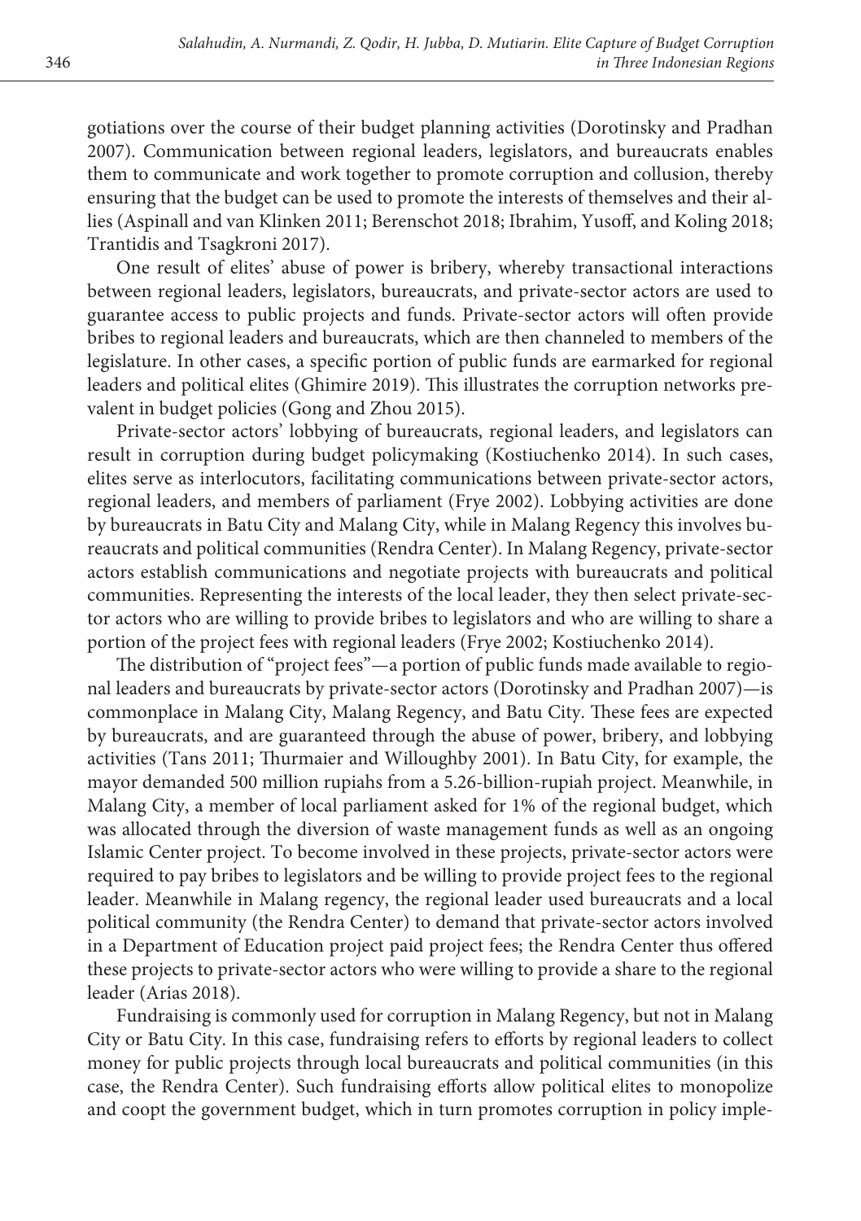gotiations over the course of their budget planning activities (Dorotinsky and Pradhan 2007). Communication between regional leaders, legislators, and bureaucrats enables them to communicate and work together to promote corruption and collusion, thereby ensuring that the budget can be used to promote the interests of themselves and their allies (Aspinall and van Klinken 2011; Berenschot 2018; Ibrahim, Yusoff, and Koling 2018; Trantidis and Tsagkroni 2017).

One result of elites' abuse of power is bribery, whereby transactional interactions between regional leaders, legislators, bureaucrats, and private-sector actors are used to guarantee access to public projects and funds. Private-sector actors will often provide bribes to regional leaders and bureaucrats, which are then channeled to members of the legislature. In other cases, a specific portion of public funds are earmarked for regional leaders and political elites (Ghimire 2019). This illustrates the corruption networks prevalent in budget policies (Gong and Zhou 2015).

Private-sector actors' lobbying of bureaucrats, regional leaders, and legislators can result in corruption during budget policymaking (Kostiuchenko 2014). In such cases, elites serve as interlocutors, facilitating communications between private-sector actors, regional leaders, and members of parliament (Frye 2002). Lobbying activities are done by bureaucrats in Batu City and Malang City, while in Malang Regency this involves bureaucrats and political communities (Rendra Center). In Malang Regency, private-sector actors establish communications and negotiate projects with bureaucrats and political communities. Representing the interests of the local leader, they then select private-sector actors who are willing to provide bribes to legislators and who are willing to share a portion of the project fees with regional leaders (Frye 2002; Kostiuchenko 2014).

The distribution of "project fees"—a portion of public funds made available to regional leaders and bureaucrats by private-sector actors (Dorotinsky and Pradhan 2007)—is commonplace in Malang City, Malang Regency, and Batu City. These fees are expected by bureaucrats, and are guaranteed through the abuse of power, bribery, and lobbying activities (Tans 2011; Thurmaier and Willoughby 2001). In Batu City, for example, the mayor demanded 500 million rupiahs from a 5.26-billion-rupiah project. Meanwhile, in Malang City, a member of local parliament asked for 1% of the regional budget, which was allocated through the diversion of waste management funds as well as an ongoing Islamic Center project. To become involved in these projects, private-sector actors were required to pay bribes to legislators and be willing to provide project fees to the regional leader. Meanwhile in Malang regency, the regional leader used bureaucrats and a local political community (the Rendra Center) to demand that private-sector actors involved in a Department of Education project paid project fees; the Rendra Center thus offered these projects to private-sector actors who were willing to provide a share to the regional leader (Arias 2018).

Fundraising is commonly used for corruption in Malang Regency, but not in Malang City or Batu City. In this case, fundraising refers to efforts by regional leaders to collect money for public projects through local bureaucrats and political communities (in this case, the Rendra Center). Such fundraising efforts allow political elites to monopolize and coopt the government budget, which in turn promotes corruption in policy imple-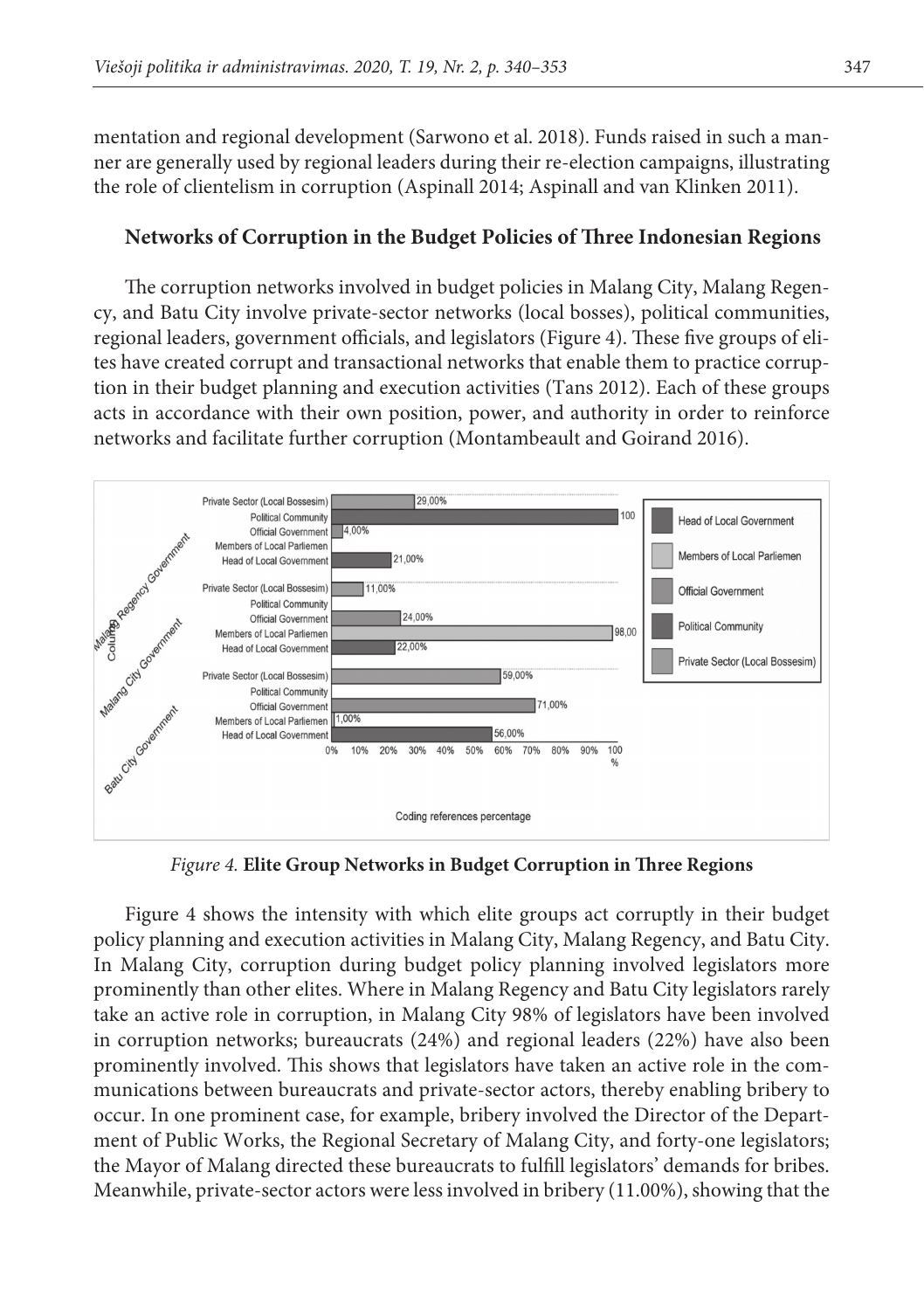mentation and regional development (Sarwono et al. 2018). Funds raised in such a manner are generally used by regional leaders during their re-election campaigns, illustrating the role of clientelism in corruption (Aspinall 2014; Aspinall and van Klinken 2011).

### Networks of Corruption in the Budget Policies of Three Indonesian Regions

The corruption networks involved in budget policies in Malang City, Malang Regency, and Batu City involve private-sector networks (local bosses), political communities, regional leaders, government officials, and legislators (Figure 4). These five groups of elites have created corrupt and transactional networks that enable them to practice corruption in their budget planning and execution activities (Tans 2012). Each of these groups acts in accordance with their own position, power, and authority in order to reinforce networks and facilitate further corruption (Montambeault and Goirand 2016).

*Figure 4.* **Elite Group Networks in Budget Corruption in Three Regions**

Figure 4 shows the intensity with which elite groups act corruptly in their budget policy planning and execution activities in Malang City, Malang Regency, and Batu City. In Malang City, corruption during budget policy planning involved legislators more prominently than other elites. Where in Malang Regency and Batu City legislators rarely take an active role in corruption, in Malang City 98% of legislators have been involved in corruption networks; bureaucrats (24%) and regional leaders (22%) have also been prominently involved. This shows that legislators have taken an active role in the communications between bureaucrats and private-sector actors, thereby enabling bribery to occur. In one prominent case, for example, bribery involved the Director of the Department of Public Works, the Regional Secretary of Malang City, and forty-one legislators; the Mayor of Malang directed these bureaucrats to fulfill legislators' demands for bribes. Meanwhile, private-sector actors were less involved in bribery (11.00%), showing that the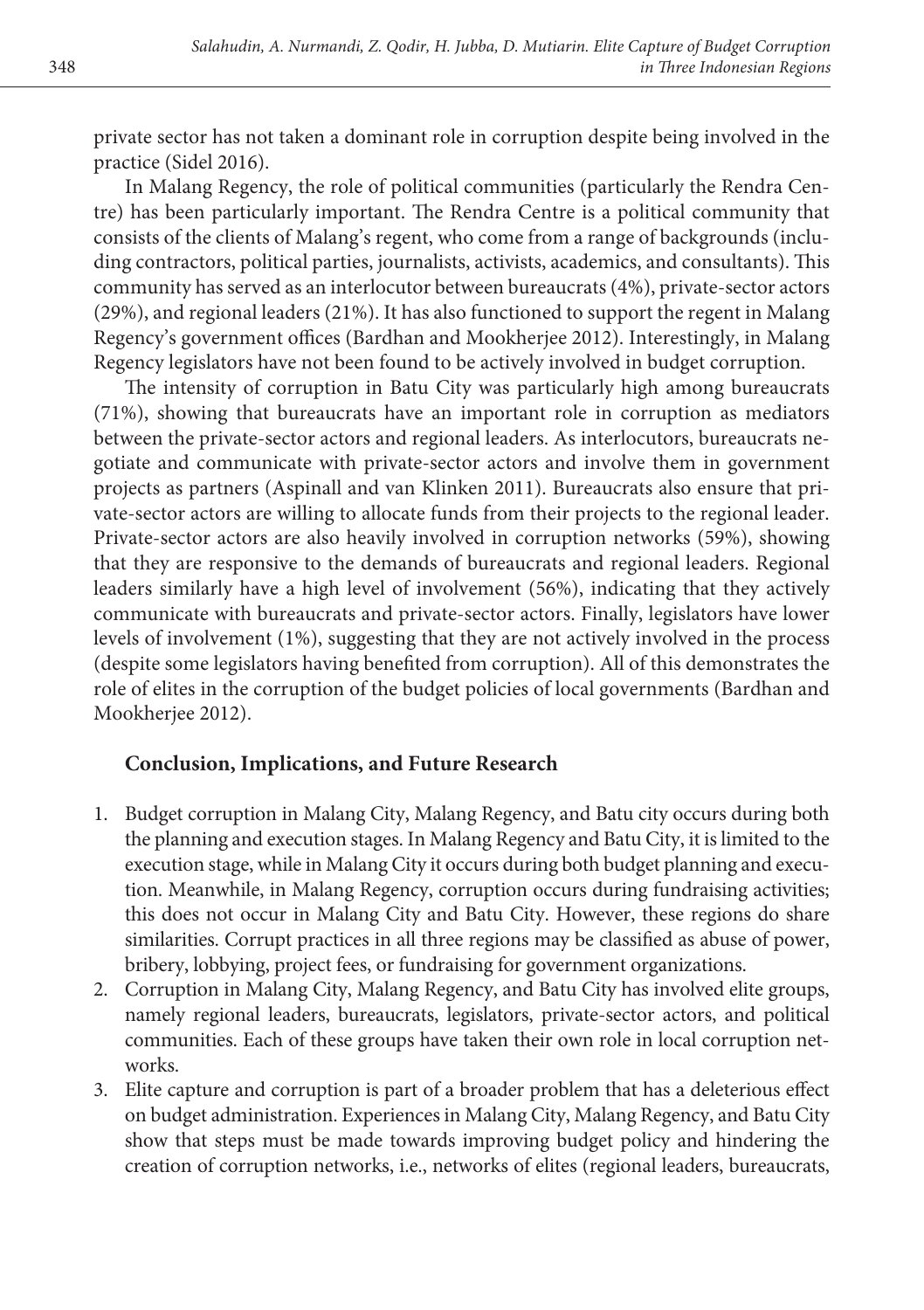private sector has not taken a dominant role in corruption despite being involved in the practice (Sidel 2016).

In Malang Regency, the role of political communities (particularly the Rendra Centre) has been particularly important. The Rendra Centre is a political community that consists of the clients of Malang's regent, who come from a range of backgrounds (including contractors, political parties, journalists, activists, academics, and consultants). This community has served as an interlocutor between bureaucrats (4%), private-sector actors (29%), and regional leaders (21%). It has also functioned to support the regent in Malang Regency's government offices (Bardhan and Mookherjee 2012). Interestingly, in Malang Regency legislators have not been found to be actively involved in budget corruption.

The intensity of corruption in Batu City was particularly high among bureaucrats (71%), showing that bureaucrats have an important role in corruption as mediators between the private-sector actors and regional leaders. As interlocutors, bureaucrats negotiate and communicate with private-sector actors and involve them in government projects as partners (Aspinall and van Klinken 2011). Bureaucrats also ensure that private-sector actors are willing to allocate funds from their projects to the regional leader. Private-sector actors are also heavily involved in corruption networks (59%), showing that they are responsive to the demands of bureaucrats and regional leaders. Regional leaders similarly have a high level of involvement (56%), indicating that they actively communicate with bureaucrats and private-sector actors. Finally, legislators have lower levels of involvement (1%), suggesting that they are not actively involved in the process (despite some legislators having benefited from corruption). All of this demonstrates the role of elites in the corruption of the budget policies of local governments (Bardhan and Mookherjee 2012).

## Conclusion, Implications, and Future Research

1. Budget corruption in Malang City, Malang Regency, and Batu city occurs during both the planning and execution stages. In Malang Regency and Batu City, it is limited to the execution stage, while in Malang City it occurs during both budget planning and execution. Meanwhile, in Malang Regency, corruption occurs during fundraising activities; this does not occur in Malang City and Batu City. However, these regions do share similarities. Corrupt practices in all three regions may be classified as abuse of power, bribery, lobbying, project fees, or fundraising for government organizations.
2. Corruption in Malang City, Malang Regency, and Batu City has involved elite groups, namely regional leaders, bureaucrats, legislators, private-sector actors, and political communities. Each of these groups have taken their own role in local corruption networks.
3. Elite capture and corruption is part of a broader problem that has a deleterious effect on budget administration. Experiences in Malang City, Malang Regency, and Batu City show that steps must be made towards improving budget policy and hindering the creation of corruption networks, i.e., networks of elites (regional leaders, bureaucrats,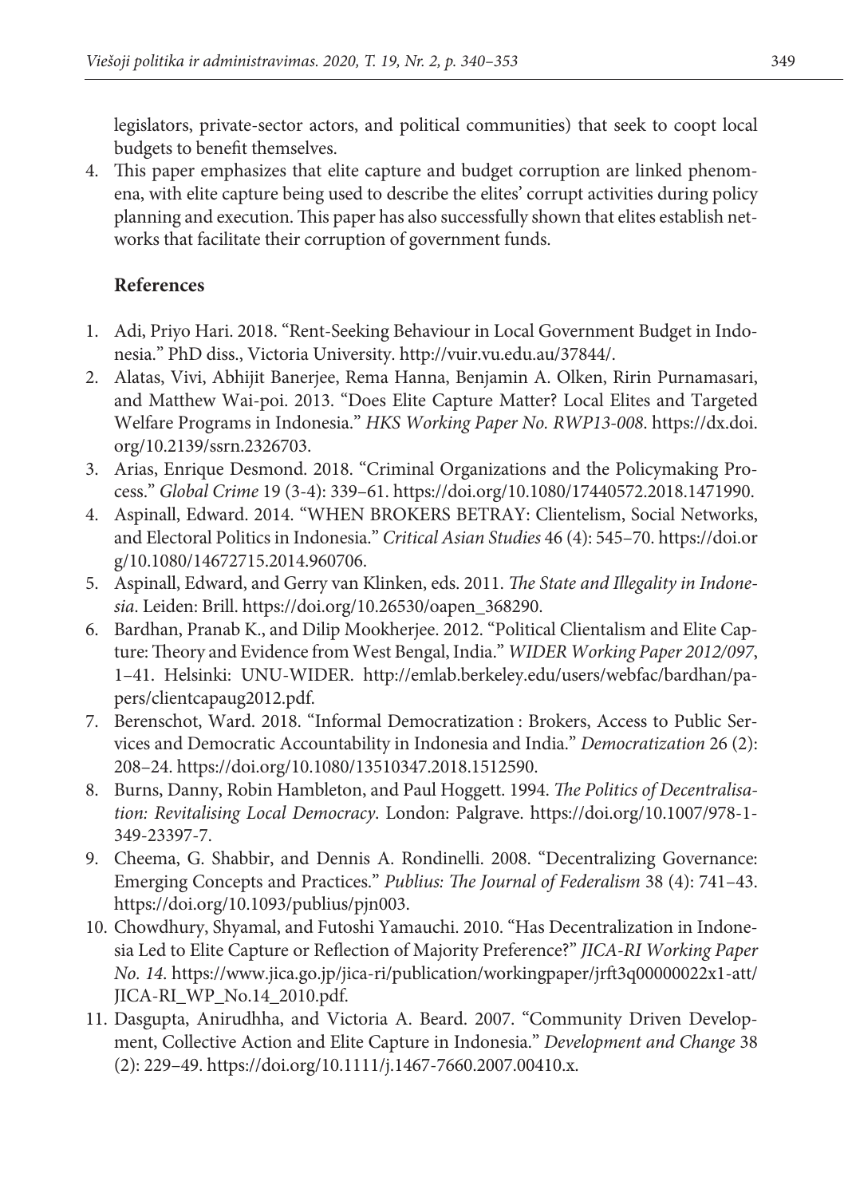legislators, private-sector actors, and political communities) that seek to coopt local budgets to benefit themselves.

4. This paper emphasizes that elite capture and budget corruption are linked phenomena, with elite capture being used to describe the elites' corrupt activities during policy planning and execution. This paper has also successfully shown that elites establish networks that facilitate their corruption of government funds.

## References

1. Adi, Priyo Hari. 2018. "Rent-Seeking Behaviour in Local Government Budget in Indonesia." PhD diss., Victoria University. http://vuir.vu.edu.au/37844/.
2. Alatas, Vivi, Abhijit Banerjee, Rema Hanna, Benjamin A. Olken, Ririn Purnamasari, and Matthew Wai-poi. 2013. "Does Elite Capture Matter? Local Elites and Targeted Welfare Programs in Indonesia." *HKS Working Paper No. RWP13-008*. https://dx.doi.org/10.2139/ssrn.2326703.
3. Arias, Enrique Desmond. 2018. "Criminal Organizations and the Policymaking Process." *Global Crime* 19 (3-4): 339–61. https://doi.org/10.1080/17440572.2018.1471990.
4. Aspinall, Edward. 2014. "WHEN BROKERS BETRAY: Clientelism, Social Networks, and Electoral Politics in Indonesia." *Critical Asian Studies* 46 (4): 545–70. https://doi.org/10.1080/14672715.2014.960706.
5. Aspinall, Edward, and Gerry van Klinken, eds. 2011. *The State and Illegality in Indonesia*. Leiden: Brill. https://doi.org/10.26530/oapen_368290.
6. Bardhan, Pranab K., and Dilip Mookherjee. 2012. "Political Clientalism and Elite Capture: Theory and Evidence from West Bengal, India." *WIDER Working Paper 2012/097*, 1–41. Helsinki: UNU-WIDER. http://emlab.berkeley.edu/users/webfac/bardhan/papers/clientcapaug2012.pdf.
7. Berenschot, Ward. 2018. "Informal Democratization : Brokers, Access to Public Services and Democratic Accountability in Indonesia and India." *Democratization* 26 (2): 208–24. https://doi.org/10.1080/13510347.2018.1512590.
8. Burns, Danny, Robin Hambleton, and Paul Hoggett. 1994. *The Politics of Decentralisation: Revitalising Local Democracy*. London: Palgrave. https://doi.org/10.1007/978-1-349-23397-7.
9. Cheema, G. Shabbir, and Dennis A. Rondinelli. 2008. "Decentralizing Governance: Emerging Concepts and Practices." *Publius: The Journal of Federalism* 38 (4): 741–43. https://doi.org/10.1093/publius/pjn003.
10. Chowdhury, Shyamal, and Futoshi Yamauchi. 2010. "Has Decentralization in Indonesia Led to Elite Capture or Reflection of Majority Preference?" *JICA-RI Working Paper No. 14*. https://www.jica.go.jp/jica-ri/publication/workingpaper/jrft3q00000022x1-att/JICA-RI_WP_No.14_2010.pdf.
11. Dasgupta, Anirudhha, and Victoria A. Beard. 2007. "Community Driven Development, Collective Action and Elite Capture in Indonesia." *Development and Change* 38 (2): 229–49. https://doi.org/10.1111/j.1467-7660.2007.00410.x.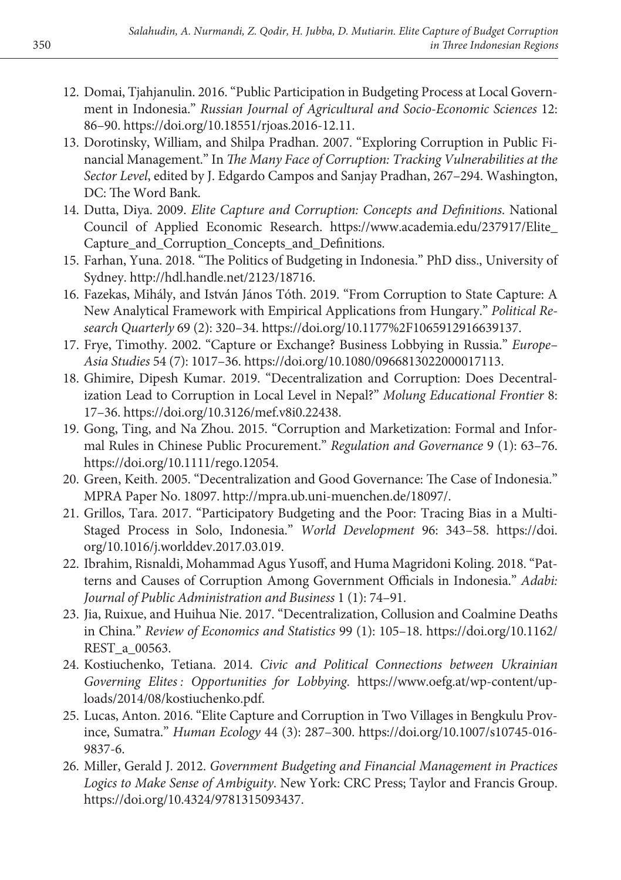12. Domai, Tjahjanulin. 2016. "Public Participation in Budgeting Process at Local Government in Indonesia." *Russian Journal of Agricultural and Socio-Economic Sciences* 12: 86–90. https://doi.org/10.18551/rjoas.2016-12.11.
13. Dorotinsky, William, and Shilpa Pradhan. 2007. "Exploring Corruption in Public Financial Management." In *The Many Face of Corruption: Tracking Vulnerabilities at the Sector Level*, edited by J. Edgardo Campos and Sanjay Pradhan, 267–294. Washington, DC: The Word Bank.
14. Dutta, Diya. 2009. *Elite Capture and Corruption: Concepts and Definitions*. National Council of Applied Economic Research. https://www.academia.edu/237917/Elite_Capture_and_Corruption_Concepts_and_Definitions.
15. Farhan, Yuna. 2018. "The Politics of Budgeting in Indonesia." PhD diss., University of Sydney. http://hdl.handle.net/2123/18716.
16. Fazekas, Mihály, and István János Tóth. 2019. "From Corruption to State Capture: A New Analytical Framework with Empirical Applications from Hungary." *Political Research Quarterly* 69 (2): 320–34. https://doi.org/10.1177%2F1065912916639137.
17. Frye, Timothy. 2002. "Capture or Exchange? Business Lobbying in Russia." *Europe–Asia Studies* 54 (7): 1017–36. https://doi.org/10.1080/0966813022000017113.
18. Ghimire, Dipesh Kumar. 2019. "Decentralization and Corruption: Does Decentralization Lead to Corruption in Local Level in Nepal?" *Molung Educational Frontier* 8: 17–36. https://doi.org/10.3126/mef.v8i0.22438.
19. Gong, Ting, and Na Zhou. 2015. "Corruption and Marketization: Formal and Informal Rules in Chinese Public Procurement." *Regulation and Governance* 9 (1): 63–76. https://doi.org/10.1111/rego.12054.
20. Green, Keith. 2005. "Decentralization and Good Governance: The Case of Indonesia." MPRA Paper No. 18097. http://mpra.ub.uni-muenchen.de/18097/.
21. Grillos, Tara. 2017. "Participatory Budgeting and the Poor: Tracing Bias in a Multi-Staged Process in Solo, Indonesia." *World Development* 96: 343–58. https://doi.org/10.1016/j.worlddev.2017.03.019.
22. Ibrahim, Risnaldi, Mohammad Agus Yusoff, and Huma Magridoni Koling. 2018. "Patterns and Causes of Corruption Among Government Officials in Indonesia." *Adabi: Journal of Public Administration and Business* 1 (1): 74–91.
23. Jia, Ruixue, and Huihua Nie. 2017. "Decentralization, Collusion and Coalmine Deaths in China." *Review of Economics and Statistics* 99 (1): 105–18. https://doi.org/10.1162/REST_a_00563.
24. Kostiuchenko, Tetiana. 2014. *Civic and Political Connections between Ukrainian Governing Elites : Opportunities for Lobbying*. https://www.oefg.at/wp-content/uploads/2014/08/kostiuchenko.pdf.
25. Lucas, Anton. 2016. "Elite Capture and Corruption in Two Villages in Bengkulu Province, Sumatra." *Human Ecology* 44 (3): 287–300. https://doi.org/10.1007/s10745-016-9837-6.
26. Miller, Gerald J. 2012. *Government Budgeting and Financial Management in Practices Logics to Make Sense of Ambiguity*. New York: CRC Press; Taylor and Francis Group. https://doi.org/10.4324/9781315093437.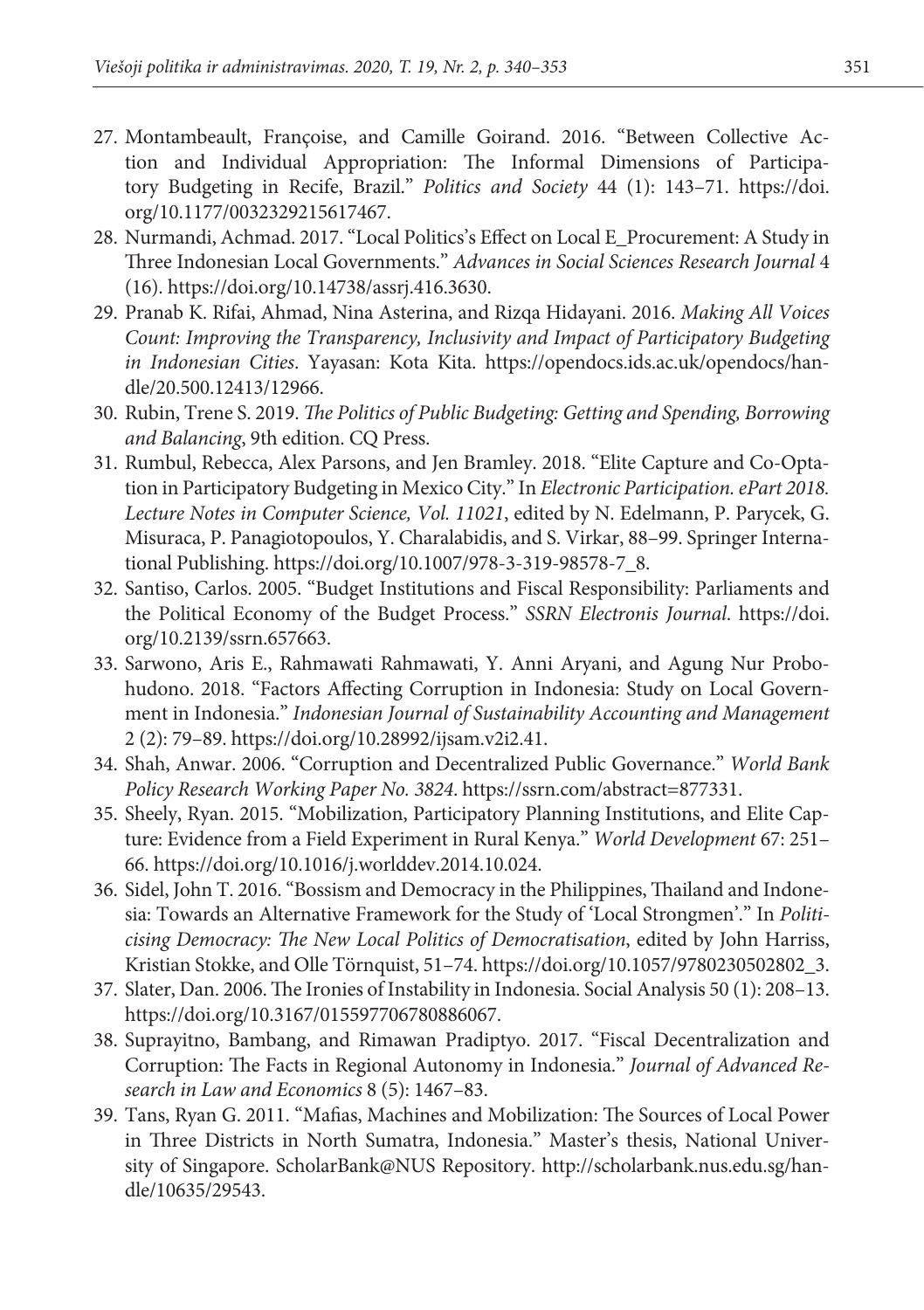27. Montambeault, Françoise, and Camille Goirand. 2016. "Between Collective Action and Individual Appropriation: The Informal Dimensions of Participatory Budgeting in Recife, Brazil." *Politics and Society* 44 (1): 143–71. https://doi.org/10.1177/0032329215617467.
28. Nurmandi, Achmad. 2017. "Local Politics's Effect on Local E_Procurement: A Study in Three Indonesian Local Governments." *Advances in Social Sciences Research Journal* 4 (16). https://doi.org/10.14738/assrj.416.3630.
29. Pranab K. Rifai, Ahmad, Nina Asterina, and Rizqa Hidayani. 2016. *Making All Voices Count: Improving the Transparency, Inclusivity and Impact of Participatory Budgeting in Indonesian Cities*. Yayasan: Kota Kita. https://opendocs.ids.ac.uk/opendocs/handle/20.500.12413/12966.
30. Rubin, Trene S. 2019. *The Politics of Public Budgeting: Getting and Spending, Borrowing and Balancing*, 9th edition. CQ Press.
31. Rumbul, Rebecca, Alex Parsons, and Jen Bramley. 2018. "Elite Capture and Co-Optation in Participatory Budgeting in Mexico City." In *Electronic Participation. ePart 2018. Lecture Notes in Computer Science, Vol. 11021*, edited by N. Edelmann, P. Parycek, G. Misuraca, P. Panagiotopoulos, Y. Charalabidis, and S. Virkar, 88–99. Springer International Publishing. https://doi.org/10.1007/978-3-319-98578-7_8.
32. Santiso, Carlos. 2005. "Budget Institutions and Fiscal Responsibility: Parliaments and the Political Economy of the Budget Process." *SSRN Electronis Journal*. https://doi.org/10.2139/ssrn.657663.
33. Sarwono, Aris E., Rahmawati Rahmawati, Y. Anni Aryani, and Agung Nur Probohudono. 2018. "Factors Affecting Corruption in Indonesia: Study on Local Government in Indonesia." *Indonesian Journal of Sustainability Accounting and Management* 2 (2): 79–89. https://doi.org/10.28992/ijsam.v2i2.41.
34. Shah, Anwar. 2006. "Corruption and Decentralized Public Governance." *World Bank Policy Research Working Paper No. 3824*. https://ssrn.com/abstract=877331.
35. Sheely, Ryan. 2015. "Mobilization, Participatory Planning Institutions, and Elite Capture: Evidence from a Field Experiment in Rural Kenya." *World Development* 67: 251–66. https://doi.org/10.1016/j.worlddev.2014.10.024.
36. Sidel, John T. 2016. "Bossism and Democracy in the Philippines, Thailand and Indonesia: Towards an Alternative Framework for the Study of 'Local Strongmen'." In *Politicising Democracy: The New Local Politics of Democratisation*, edited by John Harriss, Kristian Stokke, and Olle Törnquist, 51–74. https://doi.org/10.1057/9780230502802_3.
37. Slater, Dan. 2006. The Ironies of Instability in Indonesia. Social Analysis 50 (1): 208–13. https://doi.org/10.3167/015597706780886067.
38. Suprayitno, Bambang, and Rimawan Pradiptyo. 2017. "Fiscal Decentralization and Corruption: The Facts in Regional Autonomy in Indonesia." *Journal of Advanced Research in Law and Economics* 8 (5): 1467–83.
39. Tans, Ryan G. 2011. "Mafias, Machines and Mobilization: The Sources of Local Power in Three Districts in North Sumatra, Indonesia." Master's thesis, National University of Singapore. ScholarBank@NUS Repository. http://scholarbank.nus.edu.sg/handle/10635/29543.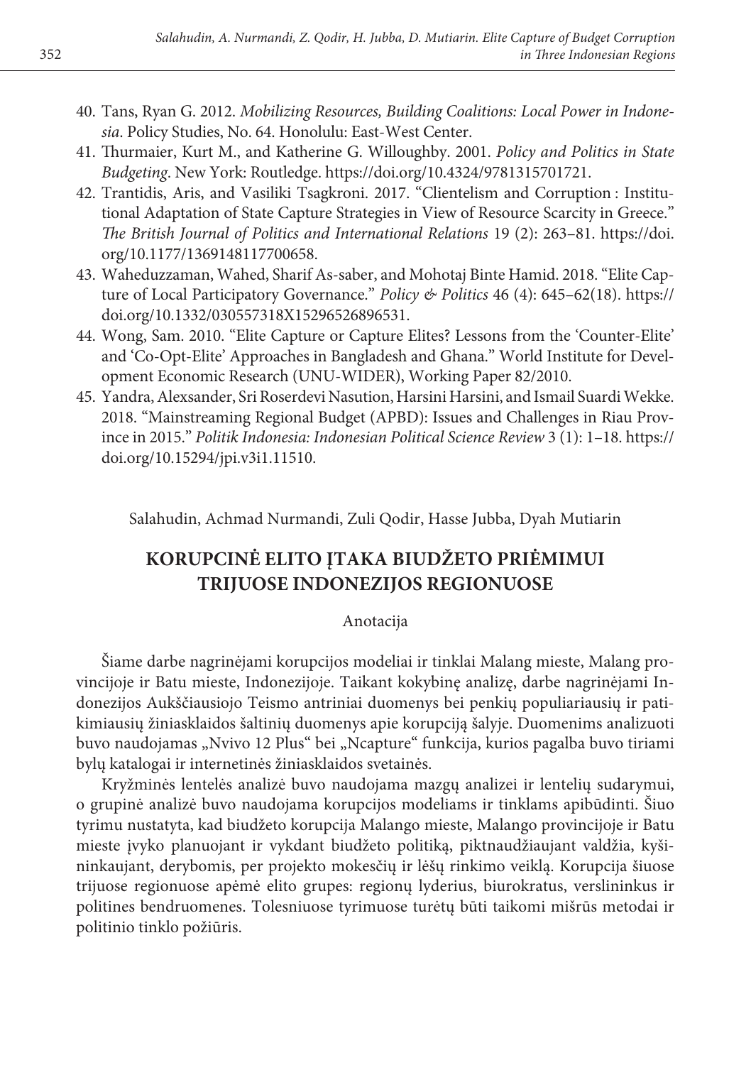40. Tans, Ryan G. 2012. *Mobilizing Resources, Building Coalitions: Local Power in Indonesia*. Policy Studies, No. 64. Honolulu: East-West Center.
41. Thurmaier, Kurt M., and Katherine G. Willoughby. 2001. *Policy and Politics in State Budgeting*. New York: Routledge. https://doi.org/10.4324/9781315701721.
42. Trantidis, Aris, and Vasiliki Tsagkroni. 2017. "Clientelism and Corruption : Institutional Adaptation of State Capture Strategies in View of Resource Scarcity in Greece." *The British Journal of Politics and International Relations* 19 (2): 263–81. https://doi.org/10.1177/1369148117700658.
43. Waheduzzaman, Wahed, Sharif As-saber, and Mohotaj Binte Hamid. 2018. "Elite Capture of Local Participatory Governance." *Policy & Politics* 46 (4): 645–62(18). https://doi.org/10.1332/030557318X15296526896531.
44. Wong, Sam. 2010. "Elite Capture or Capture Elites? Lessons from the 'Counter-Elite' and 'Co-Opt-Elite' Approaches in Bangladesh and Ghana." World Institute for Development Economic Research (UNU-WIDER), Working Paper 82/2010.
45. Yandra, Alexsander, Sri Roserdevi Nasution, Harsini Harsini, and Ismail Suardi Wekke. 2018. "Mainstreaming Regional Budget (APBD): Issues and Challenges in Riau Province in 2015." *Politik Indonesia: Indonesian Political Science Review* 3 (1): 1–18. https://doi.org/10.15294/jpi.v3i1.11510.

Salahudin, Achmad Nurmandi, Zuli Qodir, Hasse Jubba, Dyah Mutiarin

## KORUPCINĖ ELITO ĮTAKA BIUDŽETO PRIĖMIMUI TRIJUOSE INDONEZIJOS REGIONUOSE

Anotacija

Šiame darbe nagrinėjami korupcijos modeliai ir tinklai Malang mieste, Malang provincijoje ir Batu mieste, Indonezijoje. Taikant kokybinę analizę, darbe nagrinėjami Indonezijos Aukščiausiojo Teismo antriniai duomenys bei penkių populiariausių ir patikimiausių žiniasklaidos šaltinių duomenys apie korupciją šalyje. Duomenims analizuoti buvo naudojamas „Nvivo 12 Plus" bei „Ncapture" funkcija, kurios pagalba buvo tiriami bylų katalogai ir internetinės žiniasklaidos svetainės.

Kryžminės lentelės analizė buvo naudojama mazgų analizei ir lentelių sudarymui, o grupinė analizė buvo naudojama korupcijos modeliams ir tinklams apibūdinti. Šiuo tyrimu nustatyta, kad biudžeto korupcija Malango mieste, Malango provincijoje ir Batu mieste įvyko planuojant ir vykdant biudžeto politiką, piktnaudžiaujant valdžia, kyšininkaujant, derybomis, per projekto mokesčių ir lėšų rinkimo veiklą. Korupcija šiuose trijuose regionuose apėmė elito grupes: regionų lyderius, biurokratus, verslininkus ir politines bendruomenes. Tolesniuose tyrimuose turėtų būti taikomi mišrūs metodai ir politinio tinklo požiūris.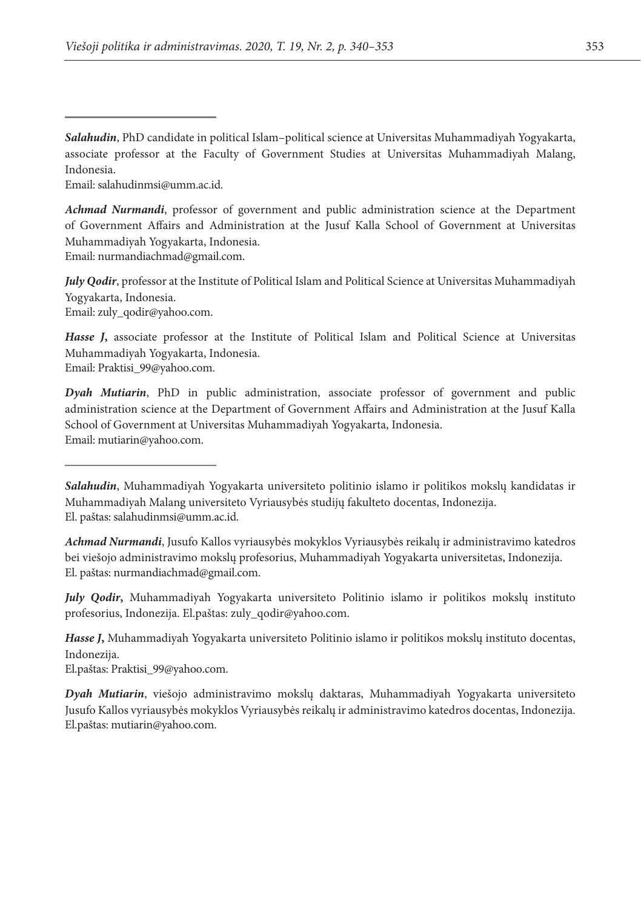***Salahudin***, PhD candidate in political Islam–political science at Universitas Muhammadiyah Yogyakarta, associate professor at the Faculty of Government Studies at Universitas Muhammadiyah Malang, Indonesia.
Email: salahudinmsi@umm.ac.id.

***Achmad Nurmandi***, professor of government and public administration science at the Department of Government Affairs and Administration at the Jusuf Kalla School of Government at Universitas Muhammadiyah Yogyakarta, Indonesia.
Email: nurmandiachmad@gmail.com.

***July Qodir***, professor at the Institute of Political Islam and Political Science at Universitas Muhammadiyah Yogyakarta, Indonesia.
Email: zuly_qodir@yahoo.com.

***Hasse J*****,** associate professor at the Institute of Political Islam and Political Science at Universitas Muhammadiyah Yogyakarta, Indonesia.
Email: Praktisi_99@yahoo.com.

***Dyah Mutiarin***, PhD in public administration, associate professor of government and public administration science at the Department of Government Affairs and Administration at the Jusuf Kalla School of Government at Universitas Muhammadiyah Yogyakarta, Indonesia.
Email: mutiarin@yahoo.com.

---

***Salahudin***, Muhammadiyah Yogyakarta universiteto politinio islamo ir politikos mokslų kandidatas ir Muhammadiyah Malang universiteto Vyriausybės studijų fakulteto docentas, Indonezija.
El. paštas: salahudinmsi@umm.ac.id.

***Achmad Nurmandi***, Jusufo Kallos vyriausybės mokyklos Vyriausybės reikalų ir administravimo katedros bei viešojo administravimo mokslų profesorius, Muhammadiyah Yogyakarta universitetas, Indonezija.
El. paštas: nurmandiachmad@gmail.com.

***July Qodir*****,** Muhammadiyah Yogyakarta universiteto Politinio islamo ir politikos mokslų instituto profesorius, Indonezija. El.paštas: zuly_qodir@yahoo.com.

***Hasse J*****,** Muhammadiyah Yogyakarta universiteto Politinio islamo ir politikos mokslų instituto docentas, Indonezija.
El.paštas: Praktisi_99@yahoo.com.

***Dyah Mutiarin***, viešojo administravimo mokslų daktaras, Muhammadiyah Yogyakarta universiteto Jusufo Kallos vyriausybės mokyklos Vyriausybės reikalų ir administravimo katedros docentas, Indonezija.
El.paštas: mutiarin@yahoo.com.